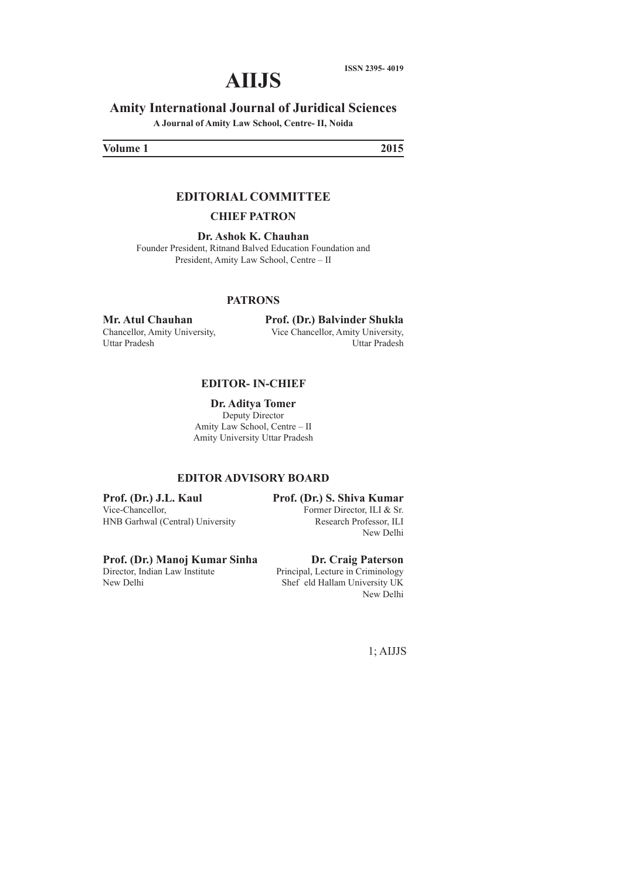ISSN 2395- 4019

# AIIJS

## Amity International Journal of Juridical Sciences

**A Journal of Amity Law School, Centre- II, Noida**

**Volume 1** **2015**

## EDITORIAL COMMITTEE

### CHIEF PATRON

**Dr. Ashok K. Chauhan**
Founder President, Ritnand Balved Education Foundation and
President, Amity Law School, Centre – II

### PATRONS

**Mr. Atul Chauhan**
Chancellor, Amity University,
Uttar Pradesh

**Prof. (Dr.) Balvinder Shukla**
Vice Chancellor, Amity University,
Uttar Pradesh

### EDITOR- IN-CHIEF

**Dr. Aditya Tomer**
Deputy Director
Amity Law School, Centre – II
Amity University Uttar Pradesh

### EDITOR ADVISORY BOARD

**Prof. (Dr.) J.L. Kaul**
Vice-Chancellor,
HNB Garhwal (Central) University

**Prof. (Dr.) S. Shiva Kumar**
Former Director, ILI & Sr.
Research Professor, ILI
New Delhi

**Prof. (Dr.) Manoj Kumar Sinha**
Director, Indian Law Institute
New Delhi

**Dr. Craig Paterson**
Principal, Lecture in Criminology
Shef eld Hallam University UK
New Delhi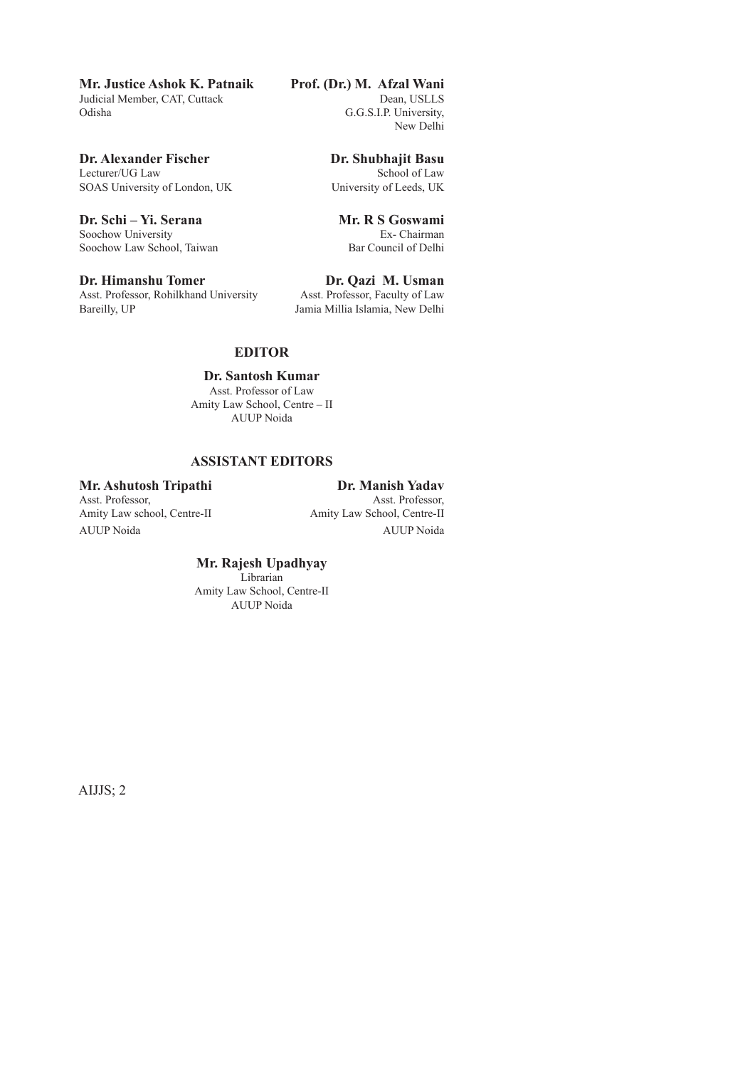**Mr. Justice Ashok K. Patnaik**
Judicial Member, CAT, Cuttack
Odisha

**Prof. (Dr.) M. Afzal Wani**
Dean, USLLS
G.G.S.I.P. University,
New Delhi

**Dr. Alexander Fischer**
Lecturer/UG Law
SOAS University of London, UK

**Dr. Shubhajit Basu**
School of Law
University of Leeds, UK

**Dr. Schi – Yi. Serana**
Soochow University
Soochow Law School, Taiwan

**Mr. R S Goswami**
Ex- Chairman
Bar Council of Delhi

**Dr. Himanshu Tomer**
Asst. Professor, Rohilkhand University
Bareilly, UP

**Dr. Qazi M. Usman**
Asst. Professor, Faculty of Law
Jamia Millia Islamia, New Delhi

## EDITOR

**Dr. Santosh Kumar**
Asst. Professor of Law
Amity Law School, Centre – II
AUUP Noida

## ASSISTANT EDITORS

**Mr. Ashutosh Tripathi**
Asst. Professor,
Amity Law school, Centre-II
AUUP Noida

**Dr. Manish Yadav**
Asst. Professor,
Amity Law School, Centre-II
AUUP Noida

**Mr. Rajesh Upadhyay**
Librarian
Amity Law School, Centre-II
AUUP Noida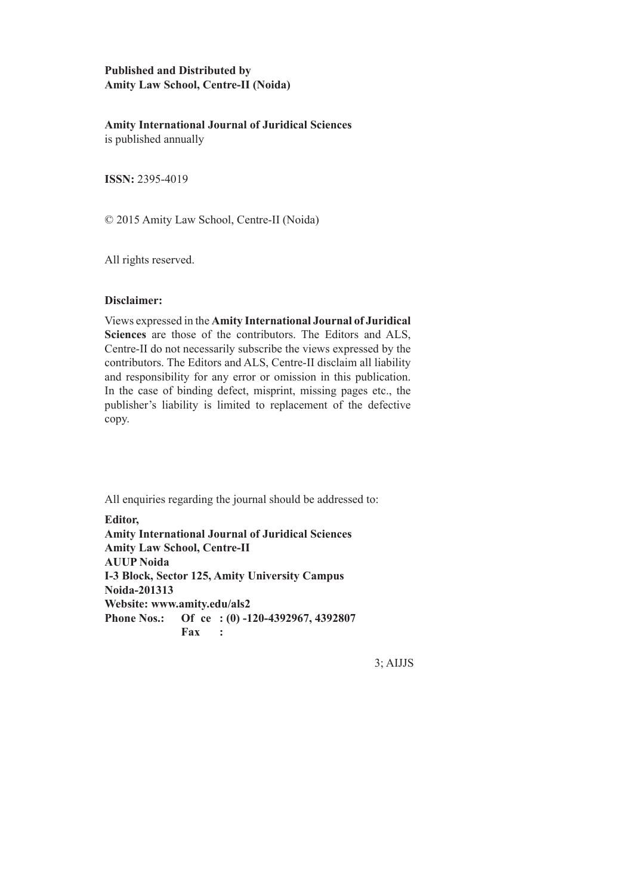**Published and Distributed by**
**Amity Law School, Centre-II (Noida)**

**Amity International Journal of Juridical Sciences**
is published annually

**ISSN:** 2395-4019

© 2015 Amity Law School, Centre-II (Noida)

All rights reserved.

**Disclaimer:**

Views expressed in the **Amity International Journal of Juridical Sciences** are those of the contributors. The Editors and ALS, Centre-II do not necessarily subscribe the views expressed by the contributors. The Editors and ALS, Centre-II disclaim all liability and responsibility for any error or omission in this publication. In the case of binding defect, misprint, missing pages etc., the publisher's liability is limited to replacement of the defective copy.

All enquiries regarding the journal should be addressed to:

**Editor,**
**Amity International Journal of Juridical Sciences**
**Amity Law School, Centre-II**
**AUUP Noida**
**I-3 Block, Sector 125, Amity University Campus**
**Noida-201313**
**Website: www.amity.edu/als2**
**Phone Nos.: Of ce : (0) -120-4392967, 4392807**
**Fax :**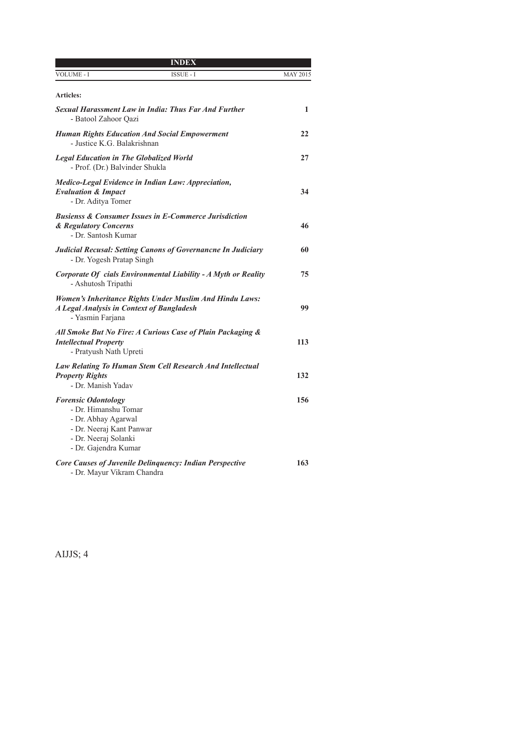# INDEX

VOLUME - I | ISSUE - I | MAY 2015

**Articles:**

| | |
|---|---|
| ***Sexual Harassment Law in India: Thus Far And Further*** <br> - Batool Zahoor Qazi | **1** |
| ***Human Rights Education And Social Empowerment*** <br> - Justice K.G. Balakrishnan | **22** |
| ***Legal Education in The Globalized World*** <br> - Prof. (Dr.) Balvinder Shukla | **27** |
| ***Medico-Legal Evidence in Indian Law: Appreciation, Evaluation & Impact*** <br> - Dr. Aditya Tomer | **34** |
| ***Busienss & Consumer Issues in E-Commerce Jurisdiction & Regulatory Concerns*** <br> - Dr. Santosh Kumar | **46** |
| ***Judicial Recusal: Setting Canons of Governancne In Judiciary*** <br> - Dr. Yogesh Pratap Singh | **60** |
| ***Corporate Of cials Environmental Liability - A Myth or Reality*** <br> - Ashutosh Tripathi | **75** |
| ***Women's Inheritance Rights Under Muslim And Hindu Laws: A Legal Analysis in Context of Bangladesh*** <br> - Yasmin Farjana | **99** |
| ***All Smoke But No Fire: A Curious Case of Plain Packaging & Intellectual Property*** <br> - Pratyush Nath Upreti | **113** |
| ***Law Relating To Human Stem Cell Research And Intellectual Property Rights*** <br> - Dr. Manish Yadav | **132** |
| ***Forensic Odontology*** <br> - Dr. Himanshu Tomar <br> - Dr. Abhay Agarwal <br> - Dr. Neeraj Kant Panwar <br> - Dr. Neeraj Solanki <br> - Dr. Gajendra Kumar | **156** |
| ***Core Causes of Juvenile Delinquency: Indian Perspective*** <br> - Dr. Mayur Vikram Chandra | **163** |